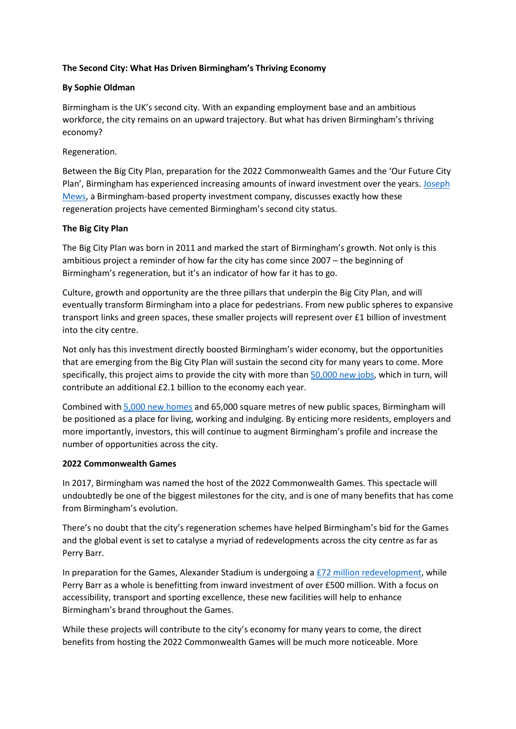**The Second City: What Has Driven Birmingham's Thriving Economy**

**By Sophie Oldman**

Birmingham is the UK's second city. With an expanding employment base and an ambitious workforce, the city remains on an upward trajectory. But what has driven Birmingham's thriving economy?

Regeneration.

Between the Big City Plan, preparation for the 2022 Commonwealth Games and the 'Our Future City Plan', Birmingham has experienced increasing amounts of inward investment over the years. Joseph Mews, a Birmingham-based property investment company, discusses exactly how these regeneration projects have cemented Birmingham's second city status.

**The Big City Plan**

The Big City Plan was born in 2011 and marked the start of Birmingham's growth. Not only is this ambitious project a reminder of how far the city has come since 2007 – the beginning of Birmingham's regeneration, but it's an indicator of how far it has to go.

Culture, growth and opportunity are the three pillars that underpin the Big City Plan, and will eventually transform Birmingham into a place for pedestrians. From new public spheres to expansive transport links and green spaces, these smaller projects will represent over £1 billion of investment into the city centre.

Not only has this investment directly boosted Birmingham's wider economy, but the opportunities that are emerging from the Big City Plan will sustain the second city for many years to come. More specifically, this project aims to provide the city with more than 50,000 new jobs, which in turn, will contribute an additional £2.1 billion to the economy each year.

Combined with 5,000 new homes and 65,000 square metres of new public spaces, Birmingham will be positioned as a place for living, working and indulging. By enticing more residents, employers and more importantly, investors, this will continue to augment Birmingham's profile and increase the number of opportunities across the city.

**2022 Commonwealth Games**

In 2017, Birmingham was named the host of the 2022 Commonwealth Games. This spectacle will undoubtedly be one of the biggest milestones for the city, and is one of many benefits that has come from Birmingham's evolution.

There's no doubt that the city's regeneration schemes have helped Birmingham's bid for the Games and the global event is set to catalyse a myriad of redevelopments across the city centre as far as Perry Barr.

In preparation for the Games, Alexander Stadium is undergoing a £72 million redevelopment, while Perry Barr as a whole is benefitting from inward investment of over £500 million. With a focus on accessibility, transport and sporting excellence, these new facilities will help to enhance Birmingham's brand throughout the Games.

While these projects will contribute to the city's economy for many years to come, the direct benefits from hosting the 2022 Commonwealth Games will be much more noticeable. More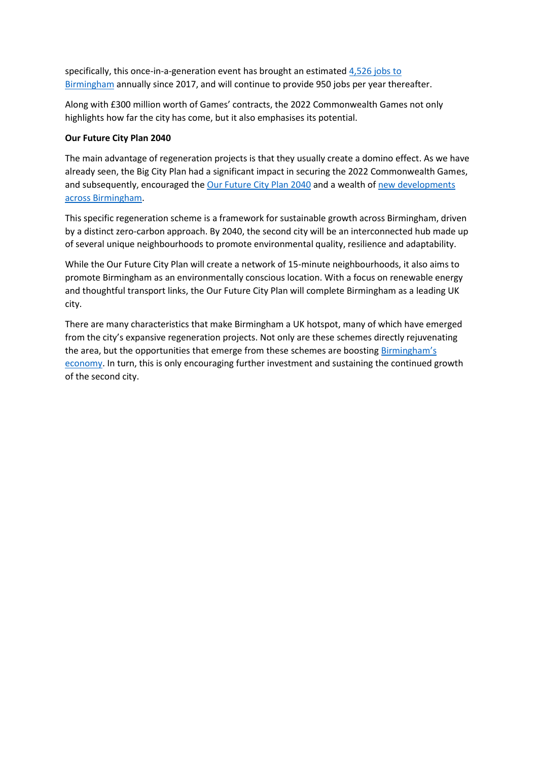specifically, this once-in-a-generation event has brought an estimated 4,526 jobs to Birmingham annually since 2017, and will continue to provide 950 jobs per year thereafter.

Along with £300 million worth of Games' contracts, the 2022 Commonwealth Games not only highlights how far the city has come, but it also emphasises its potential.

**Our Future City Plan 2040**

The main advantage of regeneration projects is that they usually create a domino effect. As we have already seen, the Big City Plan had a significant impact in securing the 2022 Commonwealth Games, and subsequently, encouraged the Our Future City Plan 2040 and a wealth of new developments across Birmingham.

This specific regeneration scheme is a framework for sustainable growth across Birmingham, driven by a distinct zero-carbon approach. By 2040, the second city will be an interconnected hub made up of several unique neighbourhoods to promote environmental quality, resilience and adaptability.

While the Our Future City Plan will create a network of 15-minute neighbourhoods, it also aims to promote Birmingham as an environmentally conscious location. With a focus on renewable energy and thoughtful transport links, the Our Future City Plan will complete Birmingham as a leading UK city.

There are many characteristics that make Birmingham a UK hotspot, many of which have emerged from the city's expansive regeneration projects. Not only are these schemes directly rejuvenating the area, but the opportunities that emerge from these schemes are boosting Birmingham's economy. In turn, this is only encouraging further investment and sustaining the continued growth of the second city.